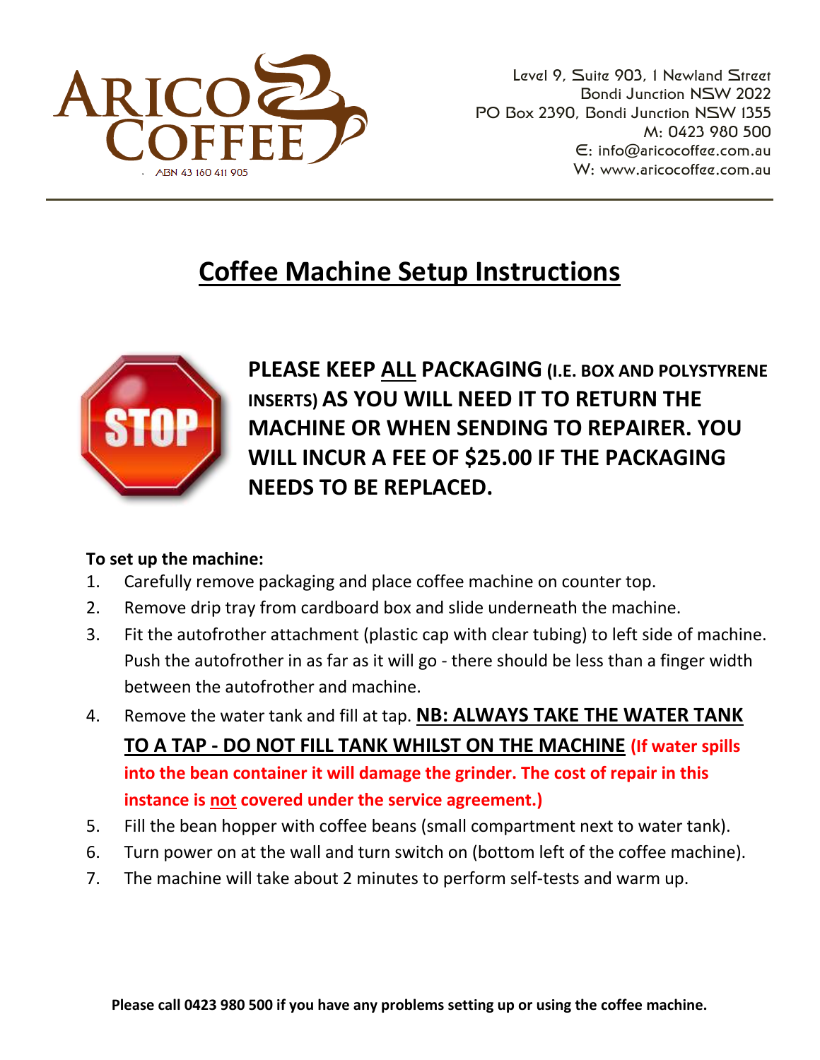ARICO COFFEE

ABN 43 160 411 905

Level 9, Suite 903, 1 Newland Street
Bondi Junction NSW 2022
PO Box 2390, Bondi Junction NSW 1355
M: 0423 980 500
E: info@aricocoffee.com.au
W: www.aricocoffee.com.au

# Coffee Machine Setup Instructions

STOP

**PLEASE KEEP ALL PACKAGING (I.E. BOX AND POLYSTYRENE INSERTS) AS YOU WILL NEED IT TO RETURN THE MACHINE OR WHEN SENDING TO REPAIRER. YOU WILL INCUR A FEE OF $25.00 IF THE PACKAGING NEEDS TO BE REPLACED.**

**To set up the machine:**

1. Carefully remove packaging and place coffee machine on counter top.
2. Remove drip tray from cardboard box and slide underneath the machine.
3. Fit the autofrother attachment (plastic cap with clear tubing) to left side of machine. Push the autofrother in as far as it will go - there should be less than a finger width between the autofrother and machine.
4. Remove the water tank and fill at tap. **NB: ALWAYS TAKE THE WATER TANK TO A TAP - DO NOT FILL TANK WHILST ON THE MACHINE** **(If water spills into the bean container it will damage the grinder. The cost of repair in this instance is not covered under the service agreement.)**
5. Fill the bean hopper with coffee beans (small compartment next to water tank).
6. Turn power on at the wall and turn switch on (bottom left of the coffee machine).
7. The machine will take about 2 minutes to perform self-tests and warm up.

**Please call 0423 980 500 if you have any problems setting up or using the coffee machine.**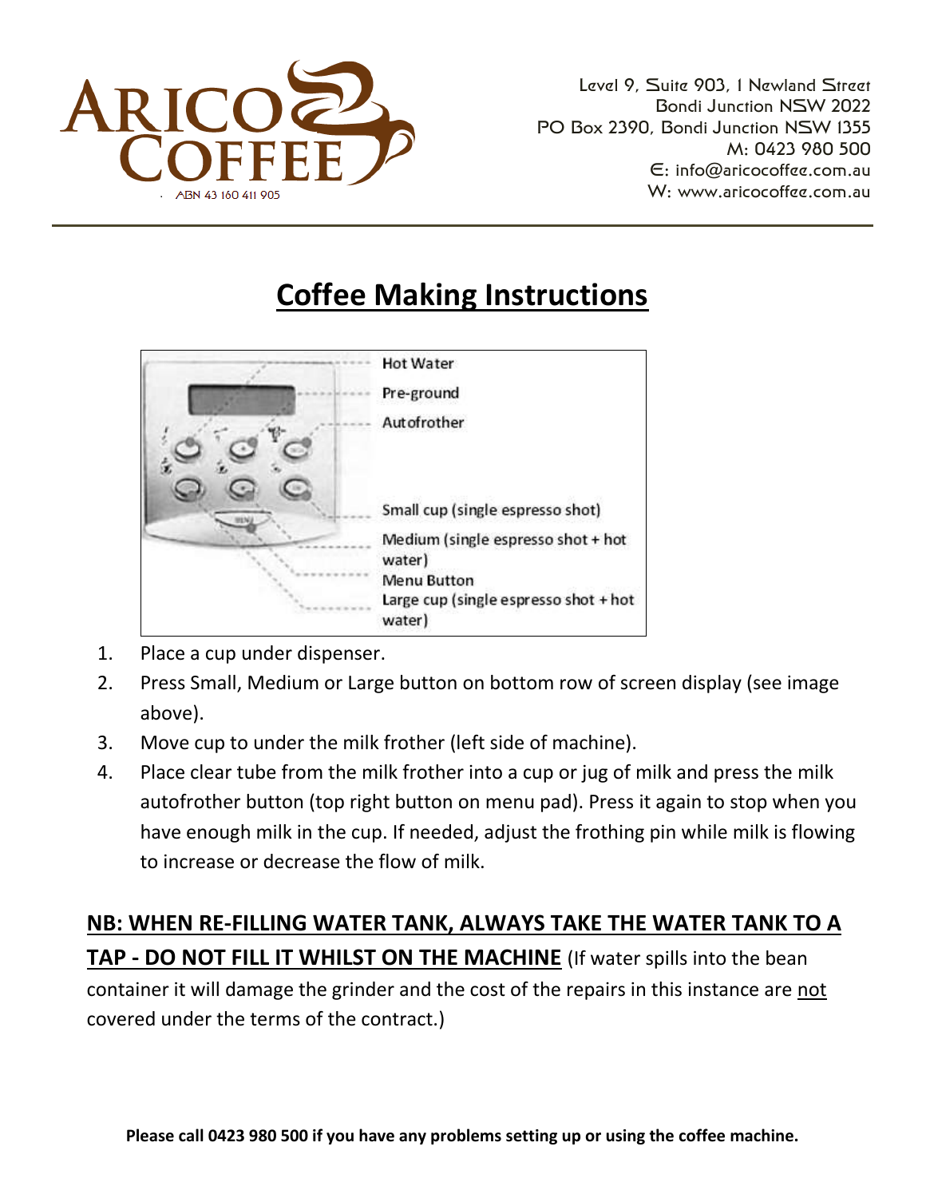ARICO COFFEE

ABN 43 160 411 905

Level 9, Suite 903, 1 Newland Street
Bondi Junction NSW 2022
PO Box 2390, Bondi Junction NSW 1355
M: 0423 980 500
E: info@aricocoffee.com.au
W: www.aricocoffee.com.au

# Coffee Making Instructions

Hot Water
Pre-ground
Autofrother
Small cup (single espresso shot)
Medium (single espresso shot + hot water)
Menu Button
Large cup (single espresso shot + hot water)

1. Place a cup under dispenser.
2. Press Small, Medium or Large button on bottom row of screen display (see image above).
3. Move cup to under the milk frother (left side of machine).
4. Place clear tube from the milk frother into a cup or jug of milk and press the milk autofrother button (top right button on menu pad). Press it again to stop when you have enough milk in the cup. If needed, adjust the frothing pin while milk is flowing to increase or decrease the flow of milk.

**NB: WHEN RE-FILLING WATER TANK, ALWAYS TAKE THE WATER TANK TO A TAP - DO NOT FILL IT WHILST ON THE MACHINE** (If water spills into the bean container it will damage the grinder and the cost of the repairs in this instance are not covered under the terms of the contract.)

**Please call 0423 980 500 if you have any problems setting up or using the coffee machine.**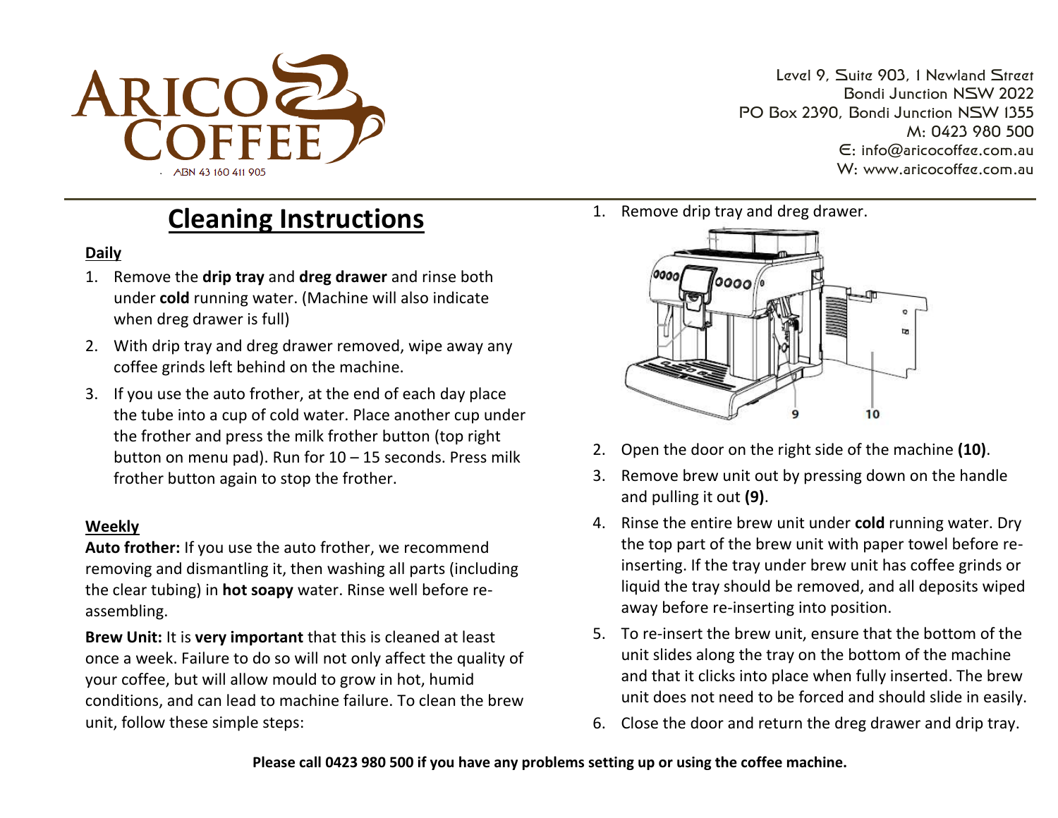ARICO COFFEE
ABN 43 160 411 905

Level 9, Suite 903, 1 Newland Street
Bondi Junction NSW 2022
PO Box 2390, Bondi Junction NSW 1355
M: 0423 980 500
E: info@aricocoffee.com.au
W: www.aricocoffee.com.au

# Cleaning Instructions

## Daily

1. Remove the **drip tray** and **dreg drawer** and rinse both under **cold** running water. (Machine will also indicate when dreg drawer is full)
2. With drip tray and dreg drawer removed, wipe away any coffee grinds left behind on the machine.
3. If you use the auto frother, at the end of each day place the tube into a cup of cold water. Place another cup under the frother and press the milk frother button (top right button on menu pad). Run for 10 – 15 seconds. Press milk frother button again to stop the frother.

## Weekly

**Auto frother:** If you use the auto frother, we recommend removing and dismantling it, then washing all parts (including the clear tubing) in **hot soapy** water. Rinse well before re-assembling.

**Brew Unit:** It is **very important** that this is cleaned at least once a week. Failure to do so will not only affect the quality of your coffee, but will allow mould to grow in hot, humid conditions, and can lead to machine failure. To clean the brew unit, follow these simple steps:

1. Remove drip tray and dreg drawer.

9

10

2. Open the door on the right side of the machine **(10)**.
3. Remove brew unit out by pressing down on the handle and pulling it out **(9)**.
4. Rinse the entire brew unit under **cold** running water. Dry the top part of the brew unit with paper towel before re-inserting. If the tray under brew unit has coffee grinds or liquid the tray should be removed, and all deposits wiped away before re-inserting into position.
5. To re-insert the brew unit, ensure that the bottom of the unit slides along the tray on the bottom of the machine and that it clicks into place when fully inserted. The brew unit does not need to be forced and should slide in easily.
6. Close the door and return the dreg drawer and drip tray.

**Please call 0423 980 500 if you have any problems setting up or using the coffee machine.**